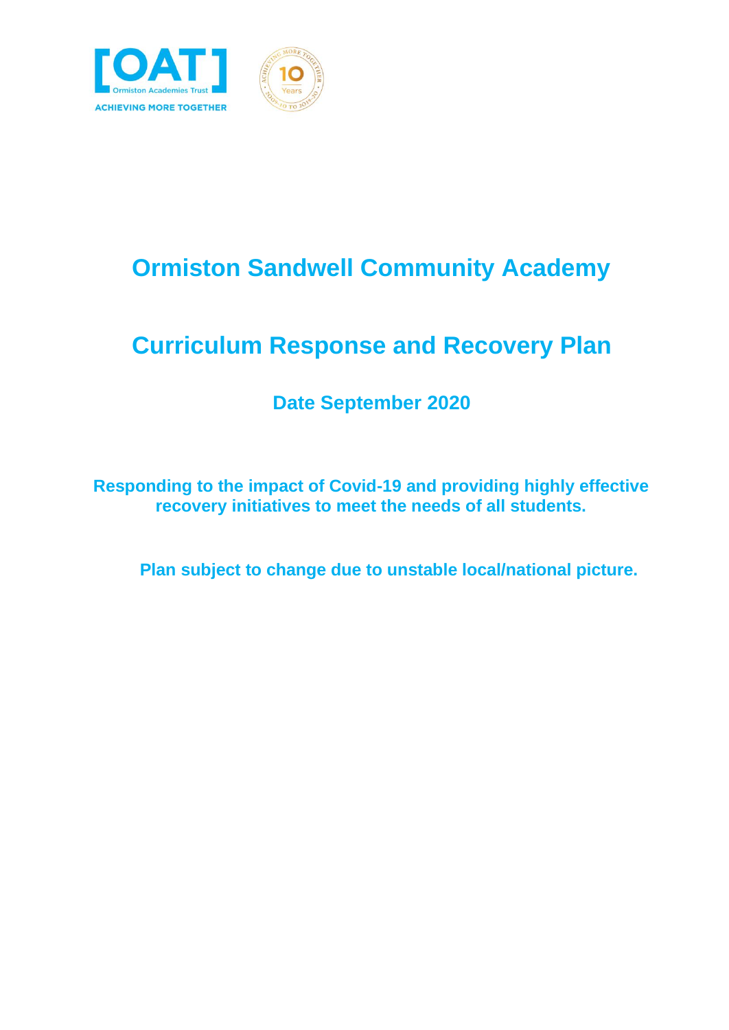# Ormiston Sandwell Community Academy

# Curriculum Response and Recovery Plan

## Date September 2020

**Responding to the impact of Covid-19 and providing highly effective recovery initiatives to meet the needs of all students.**

**Plan subject to change due to unstable local/national picture.**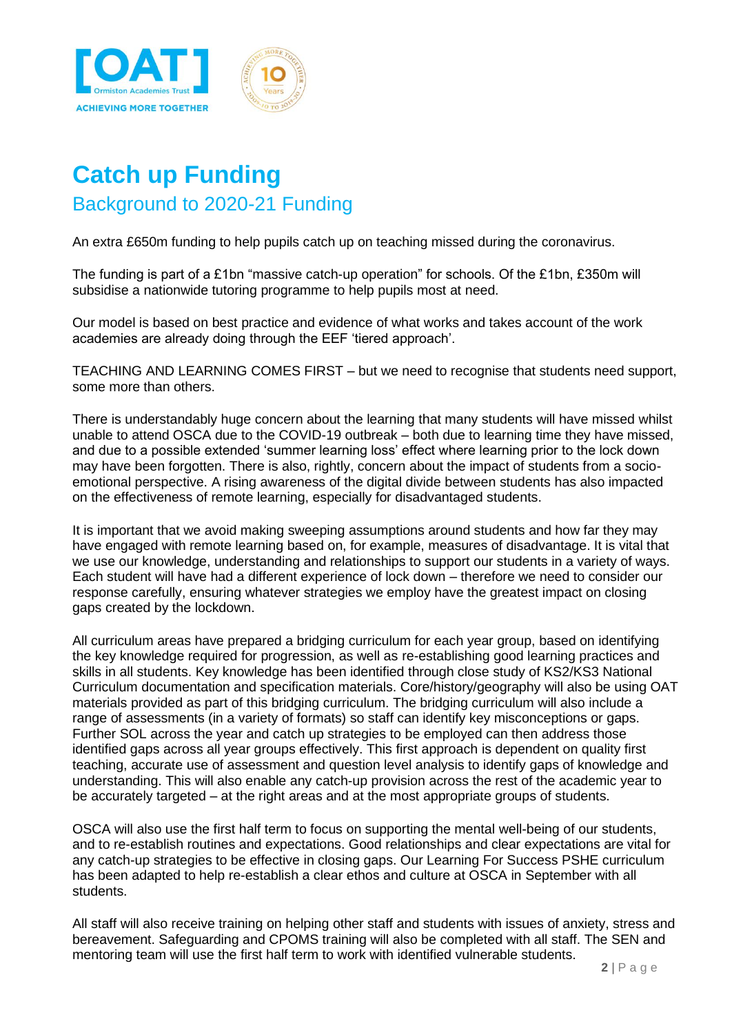# Catch up Funding

## Background to 2020-21 Funding

An extra £650m funding to help pupils catch up on teaching missed during the coronavirus.

The funding is part of a £1bn "massive catch-up operation" for schools. Of the £1bn, £350m will subsidise a nationwide tutoring programme to help pupils most at need.

Our model is based on best practice and evidence of what works and takes account of the work academies are already doing through the EEF 'tiered approach'.

TEACHING AND LEARNING COMES FIRST – but we need to recognise that students need support, some more than others.

There is understandably huge concern about the learning that many students will have missed whilst unable to attend OSCA due to the COVID-19 outbreak – both due to learning time they have missed, and due to a possible extended 'summer learning loss' effect where learning prior to the lock down may have been forgotten. There is also, rightly, concern about the impact of students from a socio-emotional perspective. A rising awareness of the digital divide between students has also impacted on the effectiveness of remote learning, especially for disadvantaged students.

It is important that we avoid making sweeping assumptions around students and how far they may have engaged with remote learning based on, for example, measures of disadvantage. It is vital that we use our knowledge, understanding and relationships to support our students in a variety of ways. Each student will have had a different experience of lock down – therefore we need to consider our response carefully, ensuring whatever strategies we employ have the greatest impact on closing gaps created by the lockdown.

All curriculum areas have prepared a bridging curriculum for each year group, based on identifying the key knowledge required for progression, as well as re-establishing good learning practices and skills in all students. Key knowledge has been identified through close study of KS2/KS3 National Curriculum documentation and specification materials. Core/history/geography will also be using OAT materials provided as part of this bridging curriculum. The bridging curriculum will also include a range of assessments (in a variety of formats) so staff can identify key misconceptions or gaps. Further SOL across the year and catch up strategies to be employed can then address those identified gaps across all year groups effectively. This first approach is dependent on quality first teaching, accurate use of assessment and question level analysis to identify gaps of knowledge and understanding. This will also enable any catch-up provision across the rest of the academic year to be accurately targeted – at the right areas and at the most appropriate groups of students.

OSCA will also use the first half term to focus on supporting the mental well-being of our students, and to re-establish routines and expectations. Good relationships and clear expectations are vital for any catch-up strategies to be effective in closing gaps. Our Learning For Success PSHE curriculum has been adapted to help re-establish a clear ethos and culture at OSCA in September with all students.

All staff will also receive training on helping other staff and students with issues of anxiety, stress and bereavement. Safeguarding and CPOMS training will also be completed with all staff. The SEN and mentoring team will use the first half term to work with identified vulnerable students.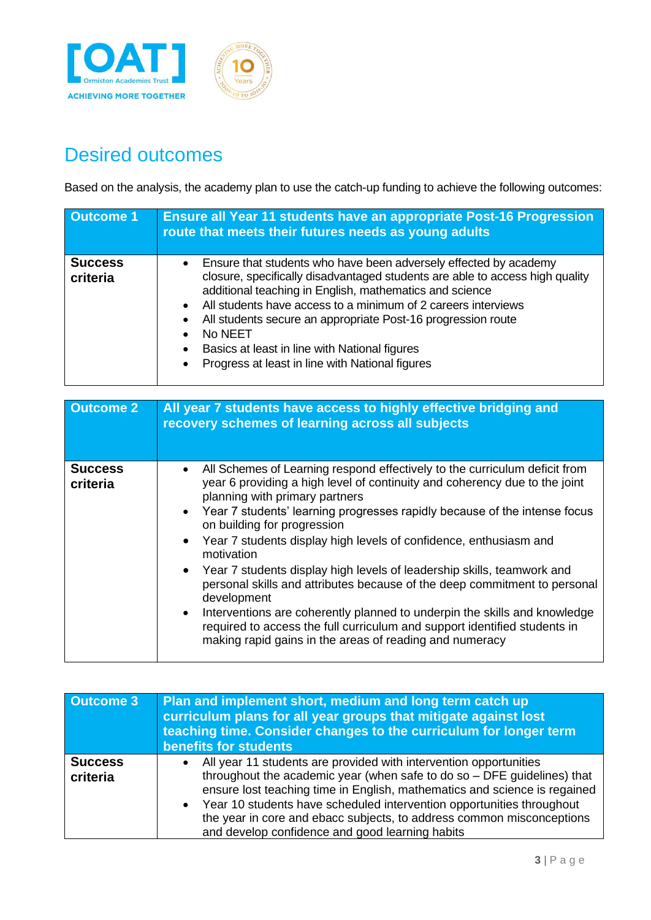## Desired outcomes

Based on the analysis, the academy plan to use the catch-up funding to achieve the following outcomes:

| Outcome 1 | Ensure all Year 11 students have an appropriate Post-16 Progression route that meets their futures needs as young adults |
|---|---|
| **Success criteria** | • Ensure that students who have been adversely effected by academy closure, specifically disadvantaged students are able to access high quality additional teaching in English, mathematics and science<br>• All students have access to a minimum of 2 careers interviews<br>• All students secure an appropriate Post-16 progression route<br>• No NEET<br>• Basics at least in line with National figures<br>• Progress at least in line with National figures |

| Outcome 2 | All year 7 students have access to highly effective bridging and recovery schemes of learning across all subjects |
|---|---|
| **Success criteria** | • All Schemes of Learning respond effectively to the curriculum deficit from year 6 providing a high level of continuity and coherency due to the joint planning with primary partners<br>• Year 7 students' learning progresses rapidly because of the intense focus on building for progression<br>• Year 7 students display high levels of confidence, enthusiasm and motivation<br>• Year 7 students display high levels of leadership skills, teamwork and personal skills and attributes because of the deep commitment to personal development<br>• Interventions are coherently planned to underpin the skills and knowledge required to access the full curriculum and support identified students in making rapid gains in the areas of reading and numeracy |

| Outcome 3 | Plan and implement short, medium and long term catch up curriculum plans for all year groups that mitigate against lost teaching time. Consider changes to the curriculum for longer term benefits for students |
|---|---|
| **Success criteria** | • All year 11 students are provided with intervention opportunities throughout the academic year (when safe to do so – DFE guidelines) that ensure lost teaching time in English, mathematics and science is regained<br>• Year 10 students have scheduled intervention opportunities throughout the year in core and ebacc subjects, to address common misconceptions and develop confidence and good learning habits |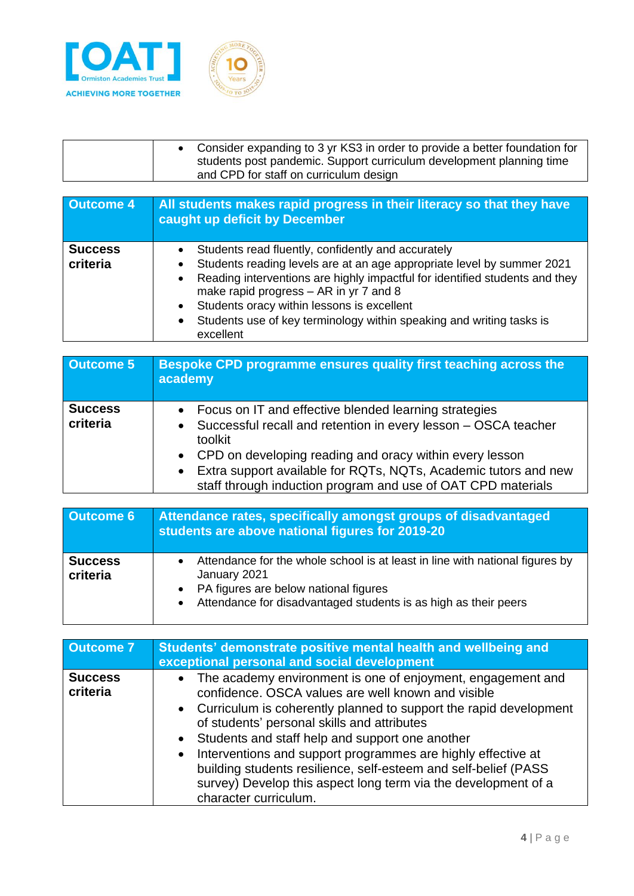| | |
|---|---|
| | • Consider expanding to 3 yr KS3 in order to provide a better foundation for students post pandemic. Support curriculum development planning time and CPD for staff on curriculum design |

| **Outcome 4** | **All students makes rapid progress in their literacy so that they have caught up deficit by December** |
|---|---|
| **Success criteria** | • Students read fluently, confidently and accurately<br>• Students reading levels are at an age appropriate level by summer 2021<br>• Reading interventions are highly impactful for identified students and they make rapid progress – AR in yr 7 and 8<br>• Students oracy within lessons is excellent<br>• Students use of key terminology within speaking and writing tasks is excellent |

| **Outcome 5** | **Bespoke CPD programme ensures quality first teaching across the academy** |
|---|---|
| **Success criteria** | • Focus on IT and effective blended learning strategies<br>• Successful recall and retention in every lesson – OSCA teacher toolkit<br>• CPD on developing reading and oracy within every lesson<br>• Extra support available for RQTs, NQTs, Academic tutors and new staff through induction program and use of OAT CPD materials |

| **Outcome 6** | **Attendance rates, specifically amongst groups of disadvantaged students are above national figures for 2019-20** |
|---|---|
| **Success criteria** | • Attendance for the whole school is at least in line with national figures by January 2021<br>• PA figures are below national figures<br>• Attendance for disadvantaged students is as high as their peers |

| **Outcome 7** | **Students' demonstrate positive mental health and wellbeing and exceptional personal and social development** |
|---|---|
| **Success criteria** | • The academy environment is one of enjoyment, engagement and confidence. OSCA values are well known and visible<br>• Curriculum is coherently planned to support the rapid development of students' personal skills and attributes<br>• Students and staff help and support one another<br>• Interventions and support programmes are highly effective at building students resilience, self-esteem and self-belief (PASS survey) Develop this aspect long term via the development of a character curriculum. |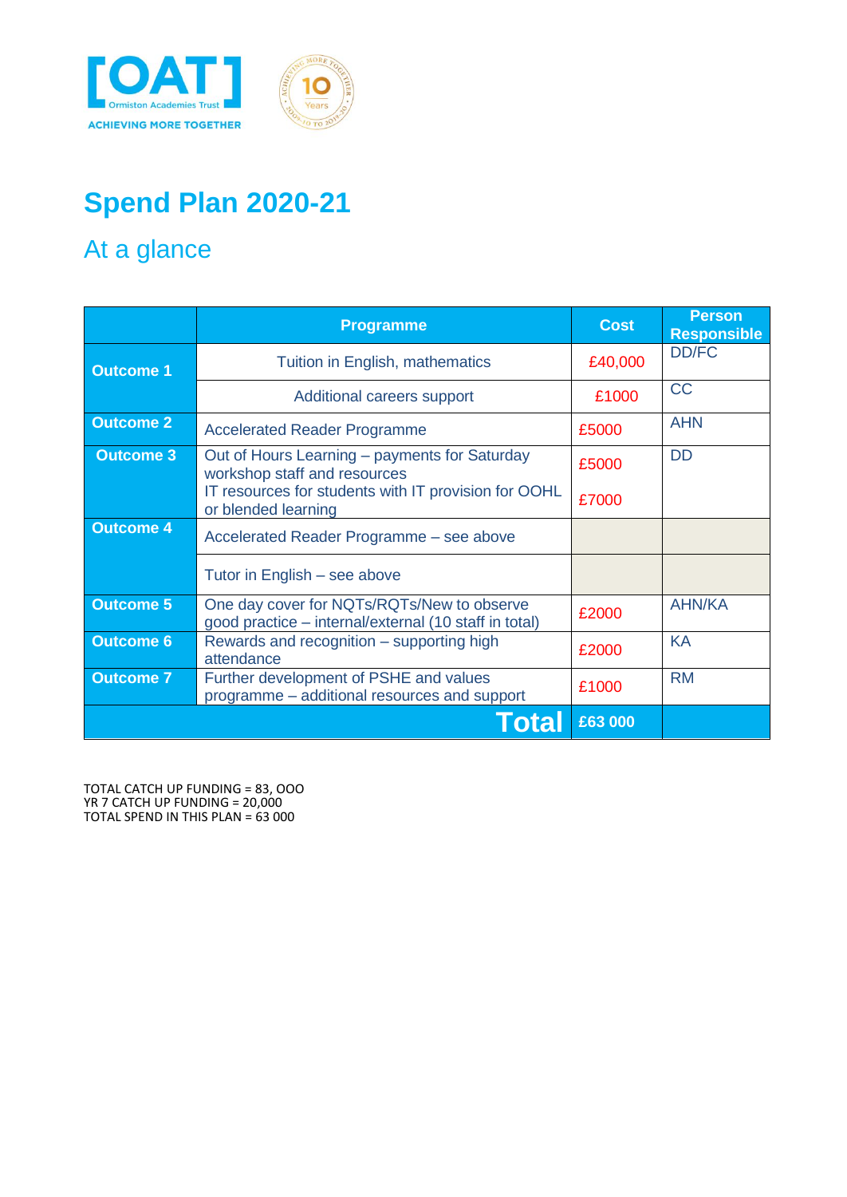# Spend Plan 2020-21

## At a glance

| | Programme | Cost | Person Responsible |
|---|---|---|---|
| Outcome 1 | Tuition in English, mathematics | £40,000 | DD/FC |
| | Additional careers support | £1000 | CC |
| Outcome 2 | Accelerated Reader Programme | £5000 | AHN |
| Outcome 3 | Out of Hours Learning – payments for Saturday workshop staff and resources<br>IT resources for students with IT provision for OOHL or blended learning | £5000<br>£7000 | DD |
| Outcome 4 | Accelerated Reader Programme – see above | | |
| | Tutor in English – see above | | |
| Outcome 5 | One day cover for NQTs/RQTs/New to observe good practice – internal/external (10 staff in total) | £2000 | AHN/KA |
| Outcome 6 | Rewards and recognition – supporting high attendance | £2000 | KA |
| Outcome 7 | Further development of PSHE and values programme – additional resources and support | £1000 | RM |
| | **Total** | **£63 000** | |

TOTAL CATCH UP FUNDING = 83, OOO
YR 7 CATCH UP FUNDING = 20,000
TOTAL SPEND IN THIS PLAN = 63 000